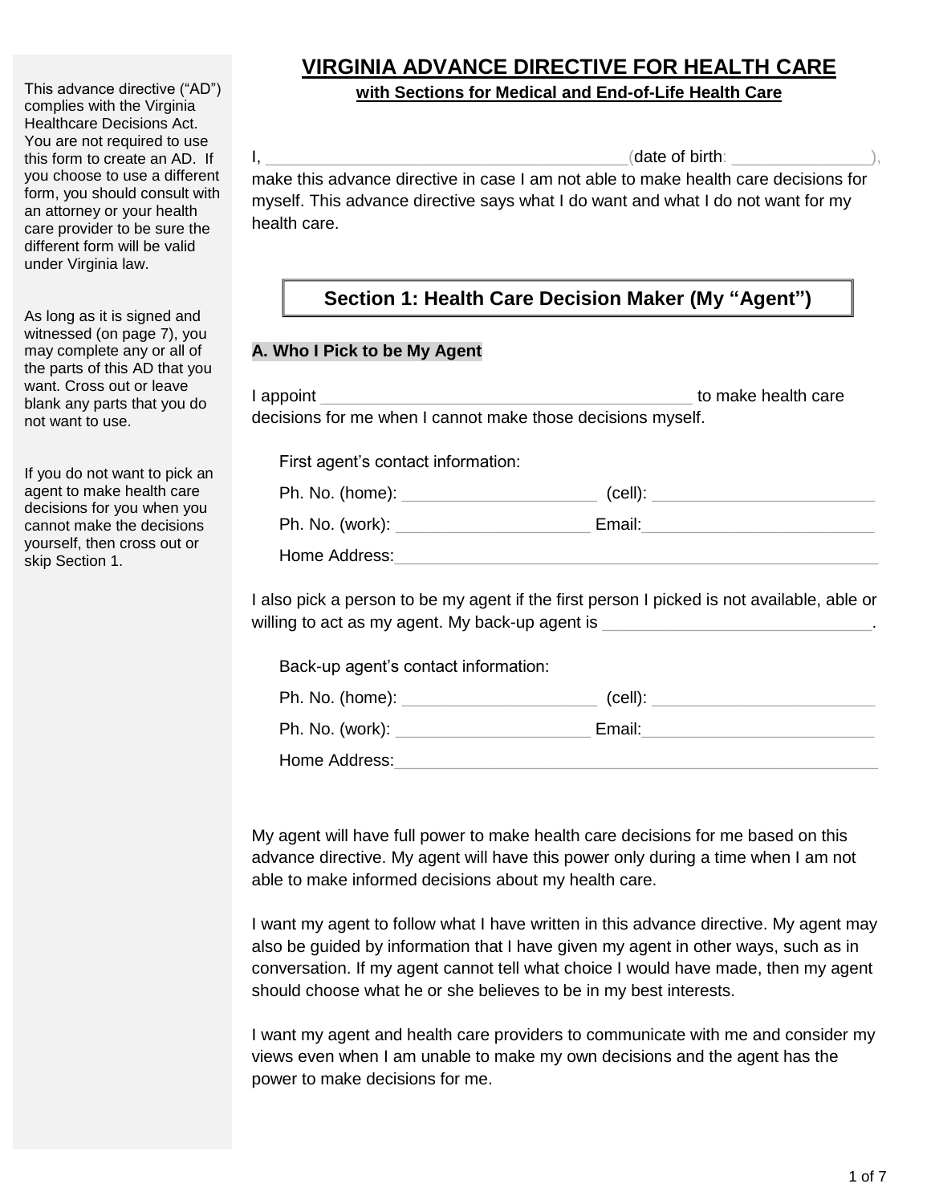This advance directive ("AD") complies with the Virginia Healthcare Decisions Act. You are not required to use this form to create an AD. If you choose to use a different form, you should consult with an attorney or your health care provider to be sure the different form will be valid under Virginia law.

As long as it is signed and witnessed (on page 7), you may complete any or all of the parts of this AD that you want. Cross out or leave blank any parts that you do not want to use.

If you do not want to pick an agent to make health care decisions for you when you cannot make the decisions yourself, then cross out or skip Section 1.

# VIRGINIA ADVANCE DIRECTIVE FOR HEALTH CARE

**with Sections for Medical and End-of-Life Health Care**

I, ______________________________________(date of birth: _______________), make this advance directive in case I am not able to make health care decisions for myself. This advance directive says what I do want and what I do not want for my health care.

## Section 1: Health Care Decision Maker (My "Agent")

### A. Who I Pick to be My Agent

I appoint ________________________________________ to make health care decisions for me when I cannot make those decisions myself.

First agent's contact information:

Ph. No. (home): _____________________ (cell): ________________________

Ph. No. (work): _____________________ Email:_________________________

Home Address:______________________________________________________

I also pick a person to be my agent if the first person I picked is not available, able or willing to act as my agent. My back-up agent is _____________________________.

Back-up agent's contact information:

Ph. No. (home): _____________________ (cell): ________________________

Ph. No. (work): _____________________ Email:_________________________

Home Address:______________________________________________________

My agent will have full power to make health care decisions for me based on this advance directive. My agent will have this power only during a time when I am not able to make informed decisions about my health care.

I want my agent to follow what I have written in this advance directive. My agent may also be guided by information that I have given my agent in other ways, such as in conversation. If my agent cannot tell what choice I would have made, then my agent should choose what he or she believes to be in my best interests.

I want my agent and health care providers to communicate with me and consider my views even when I am unable to make my own decisions and the agent has the power to make decisions for me.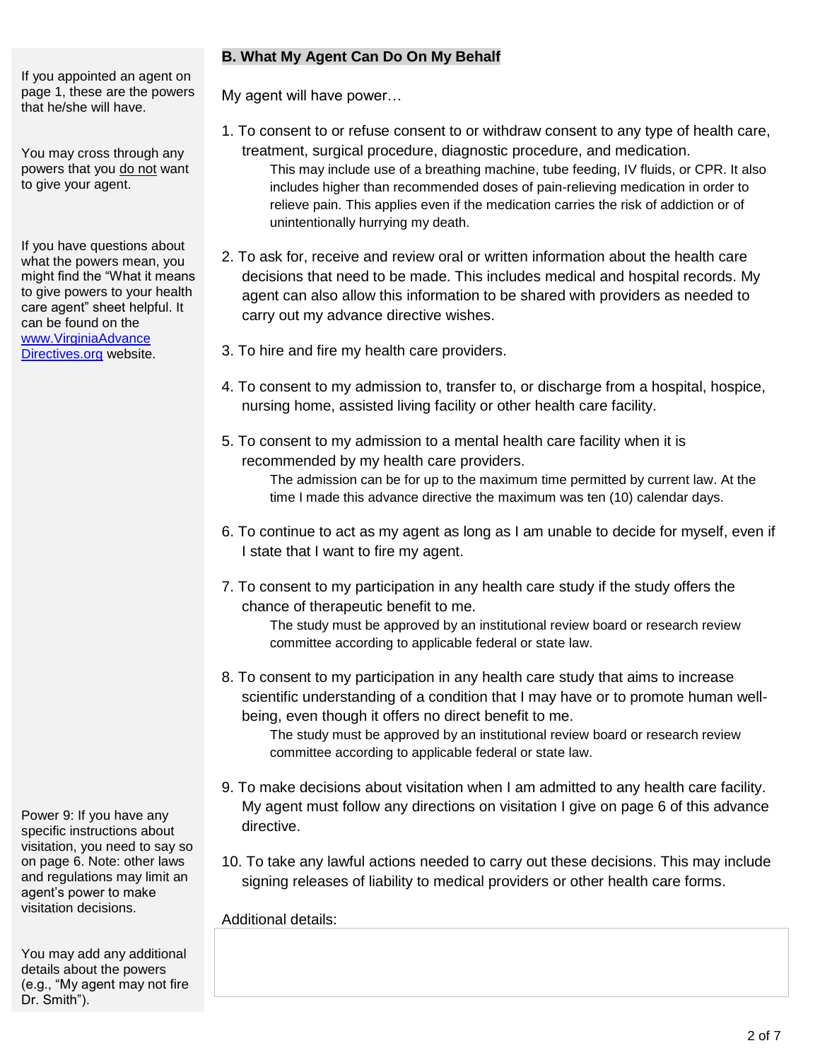If you appointed an agent on page 1, these are the powers that he/she will have.

You may cross through any powers that you do not want to give your agent.

If you have questions about what the powers mean, you might find the "What it means to give powers to your health care agent" sheet helpful. It can be found on the www.VirginiaAdvanceDirectives.org website.

## B. What My Agent Can Do On My Behalf

My agent will have power…

1. To consent to or refuse consent to or withdraw consent to any type of health care, treatment, surgical procedure, diagnostic procedure, and medication.
   This may include use of a breathing machine, tube feeding, IV fluids, or CPR. It also includes higher than recommended doses of pain-relieving medication in order to relieve pain. This applies even if the medication carries the risk of addiction or of unintentionally hurrying my death.

2. To ask for, receive and review oral or written information about the health care decisions that need to be made. This includes medical and hospital records. My agent can also allow this information to be shared with providers as needed to carry out my advance directive wishes.

3. To hire and fire my health care providers.

4. To consent to my admission to, transfer to, or discharge from a hospital, hospice, nursing home, assisted living facility or other health care facility.

5. To consent to my admission to a mental health care facility when it is recommended by my health care providers.
   The admission can be for up to the maximum time permitted by current law. At the time I made this advance directive the maximum was ten (10) calendar days.

6. To continue to act as my agent as long as I am unable to decide for myself, even if I state that I want to fire my agent.

7. To consent to my participation in any health care study if the study offers the chance of therapeutic benefit to me.
   The study must be approved by an institutional review board or research review committee according to applicable federal or state law.

8. To consent to my participation in any health care study that aims to increase scientific understanding of a condition that I may have or to promote human well-being, even though it offers no direct benefit to me.
   The study must be approved by an institutional review board or research review committee according to applicable federal or state law.

9. To make decisions about visitation when I am admitted to any health care facility. My agent must follow any directions on visitation I give on page 6 of this advance directive.

10. To take any lawful actions needed to carry out these decisions. This may include signing releases of liability to medical providers or other health care forms.

Power 9: If you have any specific instructions about visitation, you need to say so on page 6. Note: other laws and regulations may limit an agent's power to make visitation decisions.

Additional details:

You may add any additional details about the powers (e.g., "My agent may not fire Dr. Smith").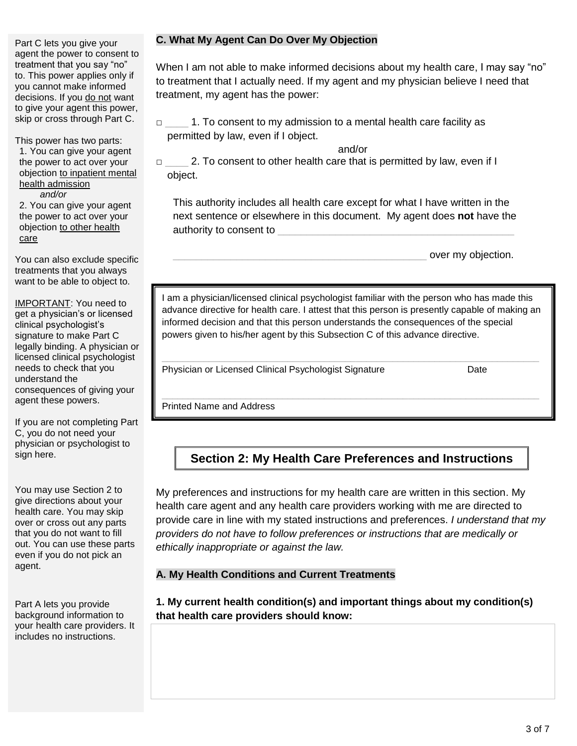Part C lets you give your agent the power to consent to treatment that you say "no" to. This power applies only if you cannot make informed decisions. If you do not want to give your agent this power, skip or cross through Part C.

This power has two parts:

1. You can give your agent the power to act over your objection to inpatient mental health admission

   *and/or*

2. You can give your agent the power to act over your objection to other health care

You can also exclude specific treatments that you always want to be able to object to.

IMPORTANT: You need to get a physician's or licensed clinical psychologist's signature to make Part C legally binding. A physician or licensed clinical psychologist needs to check that you understand the consequences of giving your agent these powers.

If you are not completing Part C, you do not need your physician or psychologist to sign here.

### C. What My Agent Can Do Over My Objection

When I am not able to make informed decisions about my health care, I may say "no" to treatment that I actually need. If my agent and my physician believe I need that treatment, my agent has the power:

□ ____ 1. To consent to my admission to a mental health care facility as permitted by law, even if I object.

and/or

□ ____ 2. To consent to other health care that is permitted by law, even if I object.

This authority includes all health care except for what I have written in the next sentence or elsewhere in this document. My agent does **not** have the authority to consent to ___________________________________________

_____________________________________________ over my objection.

I am a physician/licensed clinical psychologist familiar with the person who has made this advance directive for health care. I attest that this person is presently capable of making an informed decision and that this person understands the consequences of the special powers given to his/her agent by this Subsection C of this advance directive.

_______________________________________________________________

Physician or Licensed Clinical Psychologist Signature Date

_______________________________________________________________

Printed Name and Address

## Section 2: My Health Care Preferences and Instructions

You may use Section 2 to give directions about your health care. You may skip over or cross out any parts that you do not want to fill out. You can use these parts even if you do not pick an agent.

My preferences and instructions for my health care are written in this section. My health care agent and any health care providers working with me are directed to provide care in line with my stated instructions and preferences. *I understand that my providers do not have to follow preferences or instructions that are medically or ethically inappropriate or against the law.*

### A. My Health Conditions and Current Treatments

Part A lets you provide background information to your health care providers. It includes no instructions.

**1. My current health condition(s) and important things about my condition(s) that health care providers should know:**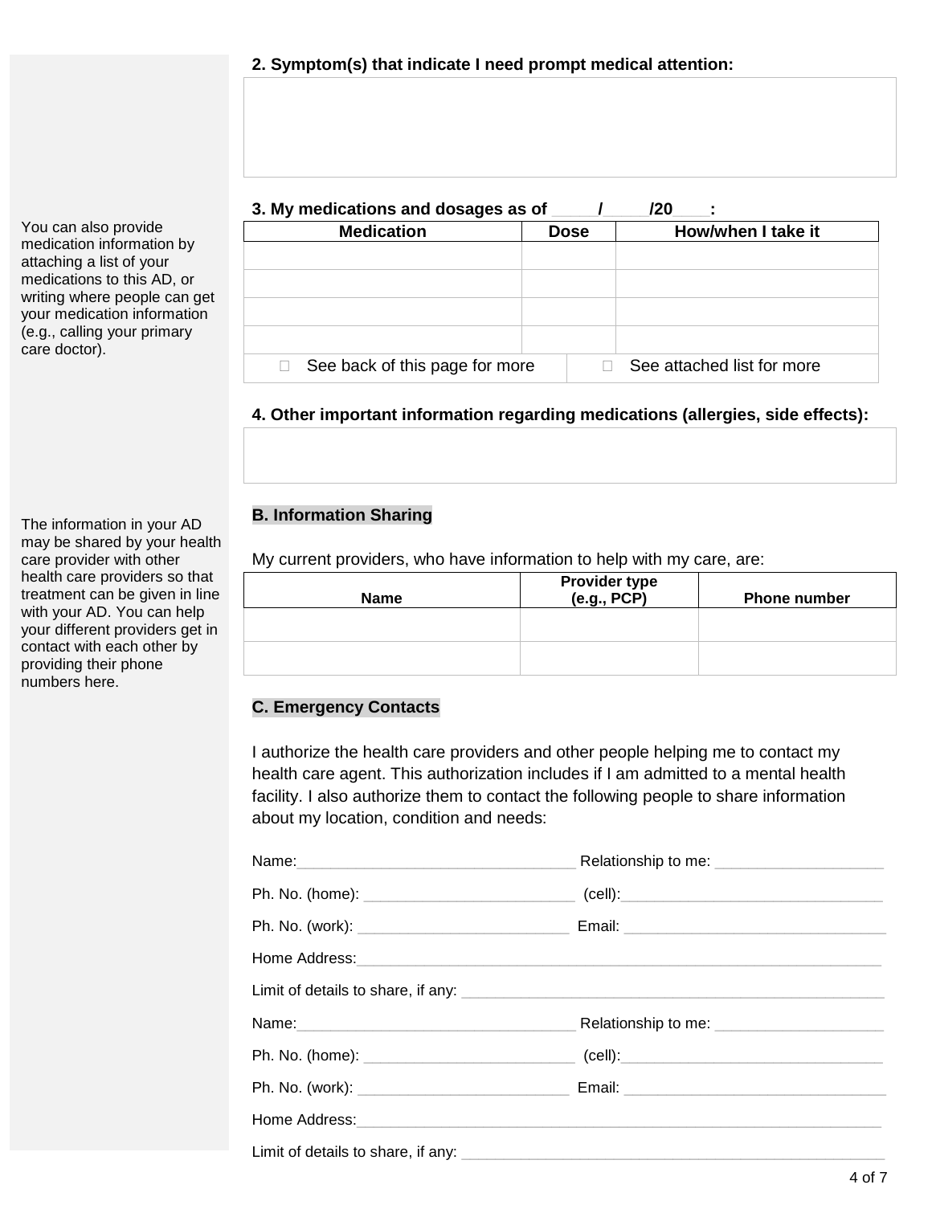**2. Symptom(s) that indicate I need prompt medical attention:**

You can also provide medication information by attaching a list of your medications to this AD, or writing where people can get your medication information (e.g., calling your primary care doctor).

**3. My medications and dosages as of \_\_\_\_\_/\_\_\_\_\_/20\_\_\_\_:**

| Medication | Dose | How/when I take it |
|---|---|---|
| | | |
| | | |
| | | |
| | | |

☐ See back of this page for more ☐ See attached list for more

**4. Other important information regarding medications (allergies, side effects):**

The information in your AD may be shared by your health care provider with other health care providers so that treatment can be given in line with your AD. You can help your different providers get in contact with each other by providing their phone numbers here.

## B. Information Sharing

My current providers, who have information to help with my care, are:

| Name | Provider type (e.g., PCP) | Phone number |
|---|---|---|
| | | |
| | | |

## C. Emergency Contacts

I authorize the health care providers and other people helping me to contact my health care agent. This authorization includes if I am admitted to a mental health facility. I also authorize them to contact the following people to share information about my location, condition and needs:

Name:\_\_\_\_\_\_\_\_\_\_\_\_\_\_\_\_\_\_\_\_\_\_\_\_\_\_\_\_\_\_\_\_\_\_ Relationship to me: \_\_\_\_\_\_\_\_\_\_\_\_\_\_\_\_\_\_\_\_

Ph. No. (home): \_\_\_\_\_\_\_\_\_\_\_\_\_\_\_\_\_\_\_\_\_\_\_\_\_ (cell):\_\_\_\_\_\_\_\_\_\_\_\_\_\_\_\_\_\_\_\_\_\_\_\_\_\_\_\_\_\_\_\_

Ph. No. (work): \_\_\_\_\_\_\_\_\_\_\_\_\_\_\_\_\_\_\_\_\_\_\_\_\_ Email: \_\_\_\_\_\_\_\_\_\_\_\_\_\_\_\_\_\_\_\_\_\_\_\_\_\_\_\_\_\_\_\_

Home Address:\_\_\_\_\_\_\_\_\_\_\_\_\_\_\_\_\_\_\_\_\_\_\_\_\_\_\_\_\_\_\_\_\_\_\_\_\_\_\_\_\_\_\_\_\_\_\_\_\_\_\_\_\_\_\_\_\_\_\_\_\_\_\_\_

Limit of details to share, if any: \_\_\_\_\_\_\_\_\_\_\_\_\_\_\_\_\_\_\_\_\_\_\_\_\_\_\_\_\_\_\_\_\_\_\_\_\_\_\_\_\_\_\_\_\_\_\_\_\_\_\_

Name:\_\_\_\_\_\_\_\_\_\_\_\_\_\_\_\_\_\_\_\_\_\_\_\_\_\_\_\_\_\_\_\_\_\_ Relationship to me: \_\_\_\_\_\_\_\_\_\_\_\_\_\_\_\_\_\_\_\_

Ph. No. (home): \_\_\_\_\_\_\_\_\_\_\_\_\_\_\_\_\_\_\_\_\_\_\_\_\_ (cell):\_\_\_\_\_\_\_\_\_\_\_\_\_\_\_\_\_\_\_\_\_\_\_\_\_\_\_\_\_\_\_\_

Ph. No. (work): \_\_\_\_\_\_\_\_\_\_\_\_\_\_\_\_\_\_\_\_\_\_\_\_\_ Email: \_\_\_\_\_\_\_\_\_\_\_\_\_\_\_\_\_\_\_\_\_\_\_\_\_\_\_\_\_\_\_\_

Home Address:\_\_\_\_\_\_\_\_\_\_\_\_\_\_\_\_\_\_\_\_\_\_\_\_\_\_\_\_\_\_\_\_\_\_\_\_\_\_\_\_\_\_\_\_\_\_\_\_\_\_\_\_\_\_\_\_\_\_\_\_\_\_\_\_

Limit of details to share, if any: \_\_\_\_\_\_\_\_\_\_\_\_\_\_\_\_\_\_\_\_\_\_\_\_\_\_\_\_\_\_\_\_\_\_\_\_\_\_\_\_\_\_\_\_\_\_\_\_\_\_\_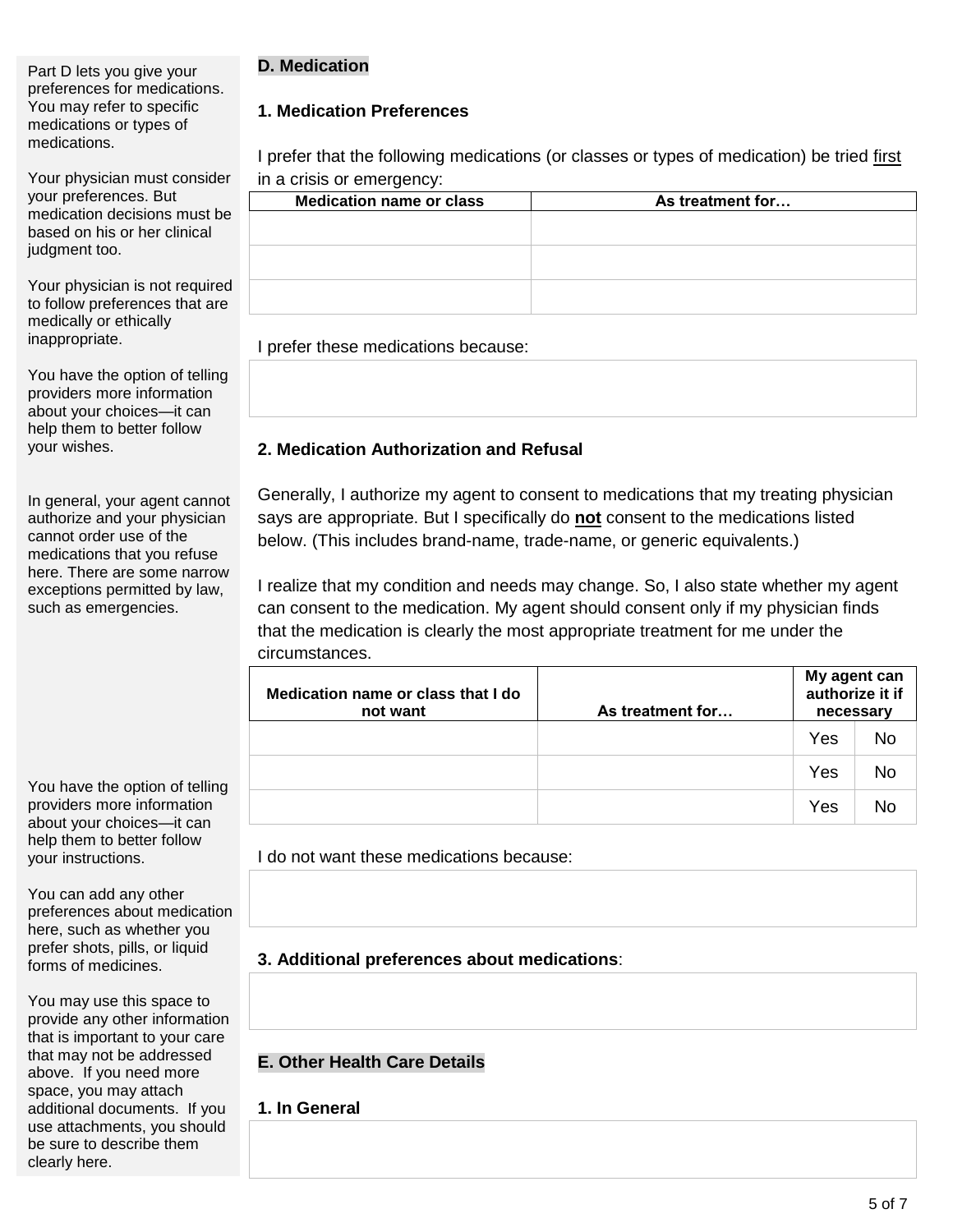Part D lets you give your preferences for medications. You may refer to specific medications or types of medications.

Your physician must consider your preferences. But medication decisions must be based on his or her clinical judgment too.

Your physician is not required to follow preferences that are medically or ethically inappropriate.

You have the option of telling providers more information about your choices—it can help them to better follow your wishes.

In general, your agent cannot authorize and your physician cannot order use of the medications that you refuse here. There are some narrow exceptions permitted by law, such as emergencies.

## D. Medication

### 1. Medication Preferences

I prefer that the following medications (or classes or types of medication) be tried first in a crisis or emergency:

| Medication name or class | As treatment for… |
|---|---|
| | |
| | |
| | |

I prefer these medications because:

|  |
|---|
| |

### 2. Medication Authorization and Refusal

Generally, I authorize my agent to consent to medications that my treating physician says are appropriate. But I specifically do **not** consent to the medications listed below. (This includes brand-name, trade-name, or generic equivalents.)

I realize that my condition and needs may change. So, I also state whether my agent can consent to the medication. My agent should consent only if my physician finds that the medication is clearly the most appropriate treatment for me under the circumstances.

| Medication name or class that I do not want | As treatment for… | My agent can authorize it if necessary | |
|---|---|---|---|
| | | Yes | No |
| | | Yes | No |
| | | Yes | No |

You have the option of telling providers more information about your choices—it can help them to better follow your instructions.

I do not want these medications because:

|  |
|---|
| |

You can add any other preferences about medication here, such as whether you prefer shots, pills, or liquid forms of medicines.

### 3. Additional preferences about medications:

|  |
|---|
| |

You may use this space to provide any other information that is important to your care that may not be addressed above. If you need more space, you may attach additional documents. If you use attachments, you should be sure to describe them clearly here.

## E. Other Health Care Details

### 1. In General

|  |
|---|
| |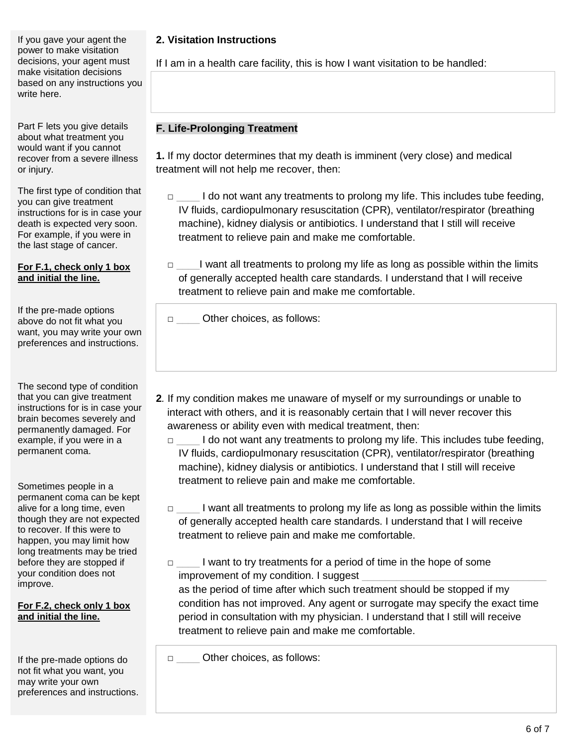If you gave your agent the power to make visitation decisions, your agent must make visitation decisions based on any instructions you write here.

**2. Visitation Instructions**

If I am in a health care facility, this is how I want visitation to be handled:

Part F lets you give details about what treatment you would want if you cannot recover from a severe illness or injury.

The first type of condition that you can give treatment instructions for is in case your death is expected very soon. For example, if you were in the last stage of cancer.

**For F.1, check only 1 box and initial the line.**

If the pre-made options above do not fit what you want, you may write your own preferences and instructions.

## F. Life-Prolonging Treatment

**1.** If my doctor determines that my death is imminent (very close) and medical treatment will not help me recover, then:

□ ____ I do not want any treatments to prolong my life. This includes tube feeding, IV fluids, cardiopulmonary resuscitation (CPR), ventilator/respirator (breathing machine), kidney dialysis or antibiotics. I understand that I still will receive treatment to relieve pain and make me comfortable.

□ ____I want all treatments to prolong my life as long as possible within the limits of generally accepted health care standards. I understand that I will receive treatment to relieve pain and make me comfortable.

□ ____ Other choices, as follows:

The second type of condition that you can give treatment instructions for is in case your brain becomes severely and permanently damaged. For example, if you were in a permanent coma.

Sometimes people in a permanent coma can be kept alive for a long time, even though they are not expected to recover. If this were to happen, you may limit how long treatments may be tried before they are stopped if your condition does not improve.

**For F.2, check only 1 box and initial the line.**

If the pre-made options do not fit what you want, you may write your own preferences and instructions.

**2**. If my condition makes me unaware of myself or my surroundings or unable to interact with others, and it is reasonably certain that I will never recover this awareness or ability even with medical treatment, then:

□ ____ I do not want any treatments to prolong my life. This includes tube feeding, IV fluids, cardiopulmonary resuscitation (CPR), ventilator/respirator (breathing machine), kidney dialysis or antibiotics. I understand that I still will receive treatment to relieve pain and make me comfortable.

□ ____ I want all treatments to prolong my life as long as possible within the limits of generally accepted health care standards. I understand that I will receive treatment to relieve pain and make me comfortable.

□ ____ I want to try treatments for a period of time in the hope of some improvement of my condition. I suggest ________________________________ as the period of time after which such treatment should be stopped if my condition has not improved. Any agent or surrogate may specify the exact time period in consultation with my physician. I understand that I still will receive treatment to relieve pain and make me comfortable.

□ ____ Other choices, as follows: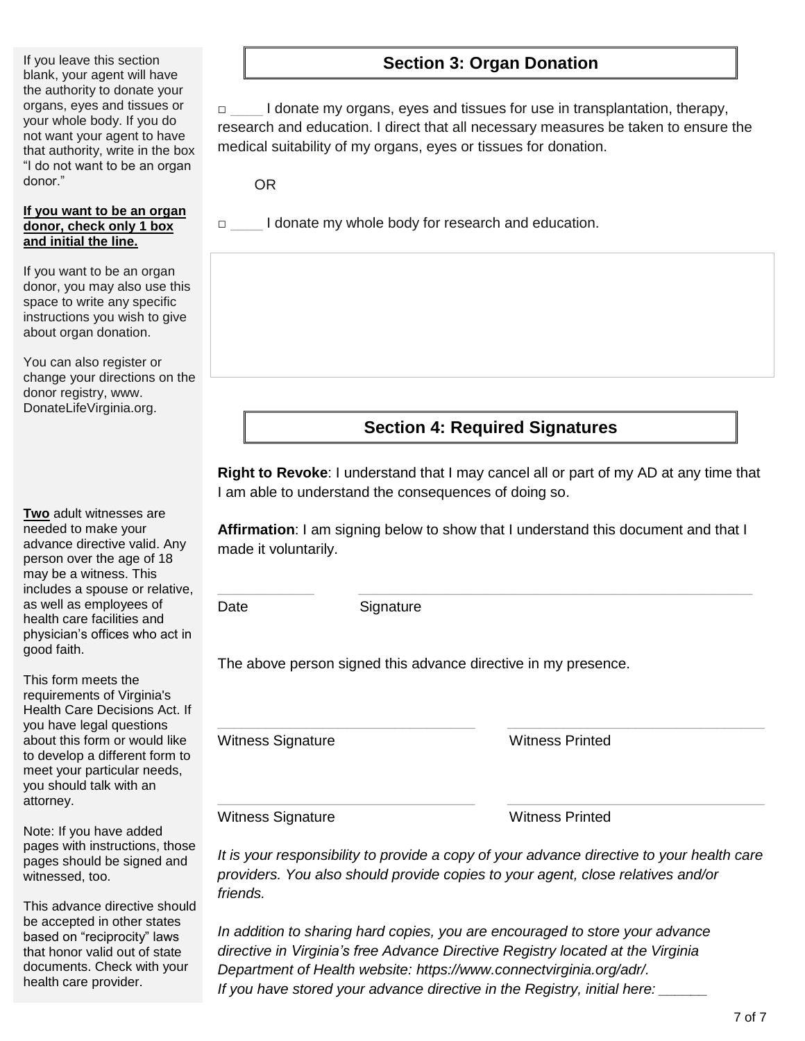## Section 3: Organ Donation

If you leave this section blank, your agent will have the authority to donate your organs, eyes and tissues or your whole body. If you do not want your agent to have that authority, write in the box "I do not want to be an organ donor."

**If you want to be an organ donor, check only 1 box and initial the line.**

If you want to be an organ donor, you may also use this space to write any specific instructions you wish to give about organ donation.

You can also register or change your directions on the donor registry, www. DonateLifeVirginia.org.

□ ____ I donate my organs, eyes and tissues for use in transplantation, therapy, research and education. I direct that all necessary measures be taken to ensure the medical suitability of my organs, eyes or tissues for donation.

OR

□ ____ I donate my whole body for research and education.

## Section 4: Required Signatures

**Two** adult witnesses are needed to make your advance directive valid. Any person over the age of 18 may be a witness. This includes a spouse or relative, as well as employees of health care facilities and physician's offices who act in good faith.

This form meets the requirements of Virginia's Health Care Decisions Act. If you have legal questions about this form or would like to develop a different form to meet your particular needs, you should talk with an attorney.

Note: If you have added pages with instructions, those pages should be signed and witnessed, too.

This advance directive should be accepted in other states based on "reciprocity" laws that honor valid out of state documents. Check with your health care provider.

**Right to Revoke**: I understand that I may cancel all or part of my AD at any time that I am able to understand the consequences of doing so.

**Affirmation**: I am signing below to show that I understand this document and that I made it voluntarily.

____________ ______________________________________________

Date Signature

The above person signed this advance directive in my presence.

______________________________ ______________________________

Witness Signature Witness Printed

______________________________ ______________________________

Witness Signature Witness Printed

*It is your responsibility to provide a copy of your advance directive to your health care providers. You also should provide copies to your agent, close relatives and/or friends.*

*In addition to sharing hard copies, you are encouraged to store your advance directive in Virginia's free Advance Directive Registry located at the Virginia Department of Health website: https://www.connectvirginia.org/adr/.*
*If you have stored your advance directive in the Registry, initial here: ______*